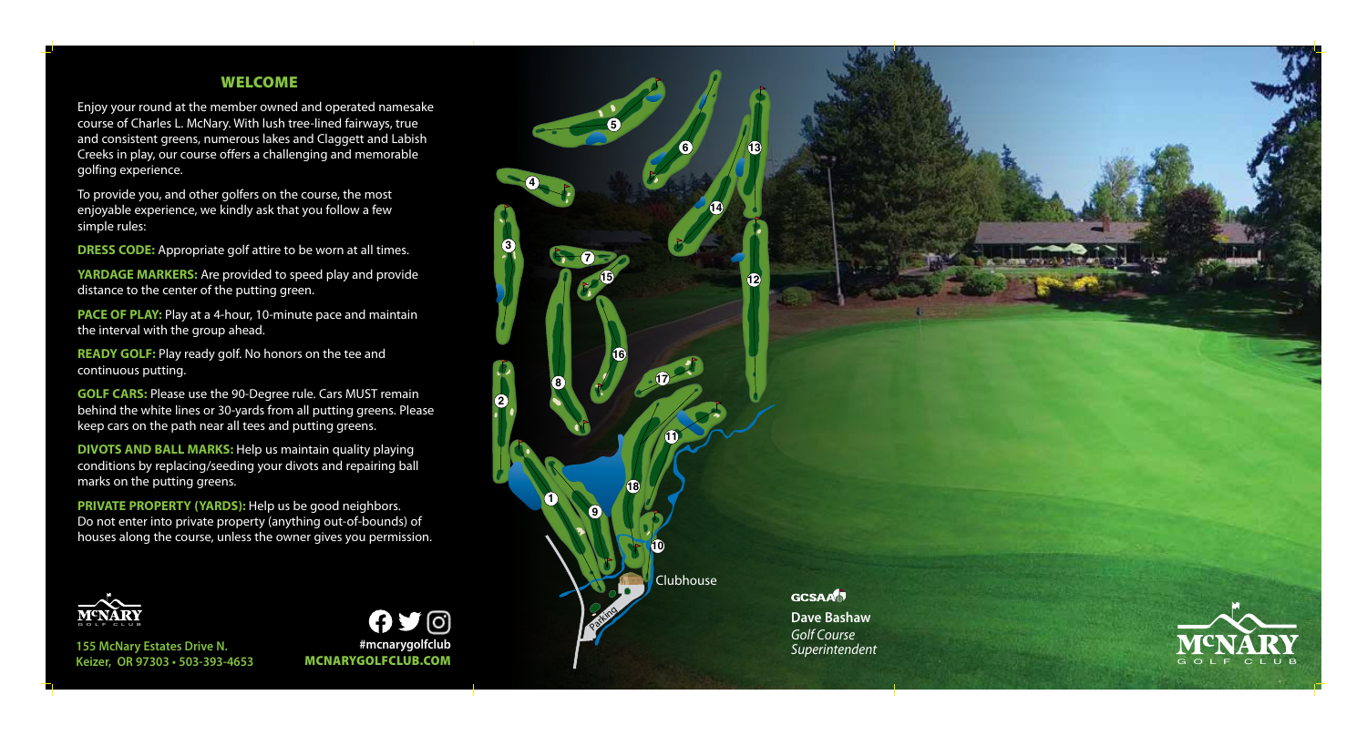## WELCOME

Enjoy your round at the member owned and operated namesake course of Charles L. McNary. With lush tree-lined fairways, true and consistent greens, numerous lakes and Claggett and Labish Creeks in play, our course offers a challenging and memorable golfing experience.

To provide you, and other golfers on the course, the most enjoyable experience, we kindly ask that you follow a few simple rules:

**DRESS CODE:** Appropriate golf attire to be worn at all times.

**YARDAGE MARKERS:** Are provided to speed play and provide distance to the center of the putting green.

**PACE OF PLAY:** Play at a 4-hour, 10-minute pace and maintain the interval with the group ahead.

**READY GOLF:** Play ready golf. No honors on the tee and continuous putting.

**GOLF CARS:** Please use the 90-Degree rule. Cars MUST remain behind the white lines or 30-yards from all putting greens. Please keep cars on the path near all tees and putting greens.

**DIVOTS AND BALL MARKS:** Help us maintain quality playing conditions by replacing/seeding your divots and repairing ball marks on the putting greens.

**PRIVATE PROPERTY (YARDS):** Help us be good neighbors. Do not enter into private property (anything out-of-bounds) of houses along the course, unless the owner gives you permission.

McNARY GOLF CLUB

155 McNary Estates Drive N.
Keizer, OR 97303 • 503-393-4653

#mcnarygolfclub
MCNARYGOLFCLUB.COM

1 2 3 4 5 6 7 8 9 10 11 12 13 14 15 16 17 18

Clubhouse

Parking

GCSAA

**Dave Bashaw**
*Golf Course Superintendent*

McNARY GOLF CLUB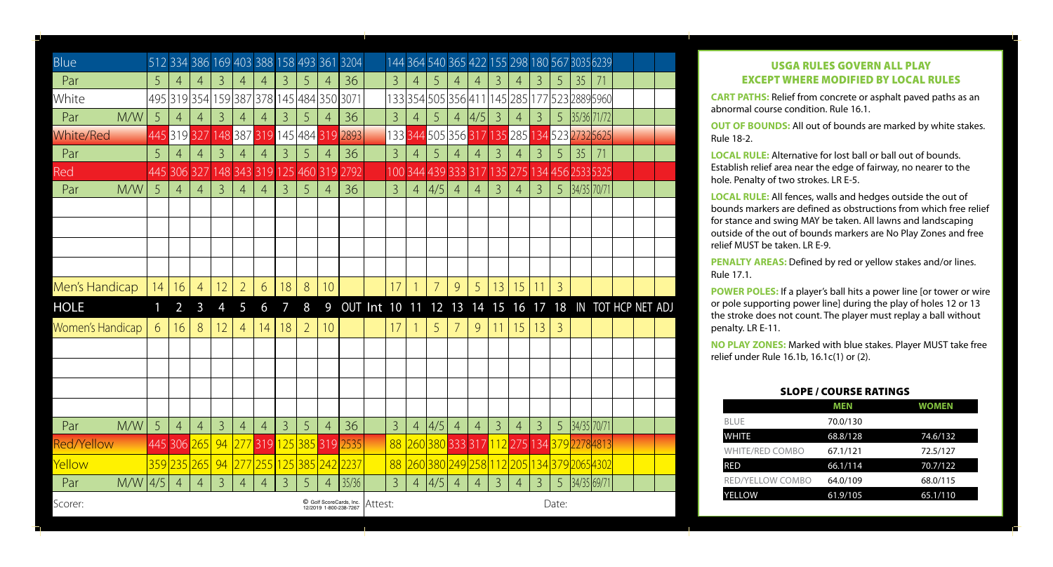| | | | | | | | | | | | | | | | | | | | | | | | | | |
|---|---|---|---|---|---|---|---|---|---|---|---|---|---|---|---|---|---|---|---|---|---|---|---|---|---|
| Blue | 512 | 334 | 386 | 169 | 403 | 388 | 158 | 493 | 361 | 3204 | | 144 | 364 | 540 | 365 | 422 | 155 | 298 | 180 | 567 | 3035 | 6239 | | | |
| Par | 5 | 4 | 4 | 3 | 4 | 4 | 3 | 5 | 4 | 36 | | 3 | 4 | 5 | 4 | 4 | 3 | 4 | 3 | 5 | 35 | 71 | | | |
| White | 495 | 319 | 354 | 159 | 387 | 378 | 145 | 484 | 350 | 3071 | | 133 | 354 | 505 | 356 | 411 | 145 | 285 | 177 | 523 | 2889 | 5960 | | | |
| Par M/W | 5 | 4 | 4 | 3 | 4 | 4 | 3 | 5 | 4 | 36 | | 3 | 4 | 5 | 4 | 4/5 | 3 | 4 | 3 | 5 | 35/36 | 71/72 | | | |
| White/Red | 445 | 319 | 327 | 148 | 387 | 319 | 145 | 484 | 319 | 2893 | | 133 | 344 | 505 | 356 | 317 | 135 | 285 | 134 | 523 | 2732 | 5625 | | | |
| Par | 5 | 4 | 4 | 3 | 4 | 4 | 3 | 5 | 4 | 36 | | 3 | 4 | 5 | 4 | 4 | 3 | 4 | 3 | 5 | 35 | 71 | | | |
| Red | 445 | 306 | 327 | 148 | 343 | 319 | 125 | 460 | 319 | 2792 | | 100 | 344 | 439 | 333 | 317 | 135 | 275 | 134 | 456 | 2533 | 5325 | | | |
| Par M/W | 5 | 4 | 4 | 3 | 4 | 4 | 3 | 5 | 4 | 36 | | 3 | 4 | 4/5 | 4 | 4 | 3 | 4 | 3 | 5 | 34/35 | 70/71 | | | |
| | | | | | | | | | | | | | | | | | | | | | | | | | |
| | | | | | | | | | | | | | | | | | | | | | | | | | |
| | | | | | | | | | | | | | | | | | | | | | | | | | |
| | | | | | | | | | | | | | | | | | | | | | | | | | |
| Men's Handicap | 14 | 16 | 4 | 12 | 2 | 6 | 18 | 8 | 10 | | | 17 | 1 | 7 | 9 | 5 | 13 | 15 | 11 | 3 | | | | | |
| HOLE | 1 | 2 | 3 | 4 | 5 | 6 | 7 | 8 | 9 | OUT | Int | 10 | 11 | 12 | 13 | 14 | 15 | 16 | 17 | 18 | IN | TOT | HCP | NET | ADJ |
| Women's Handicap | 6 | 16 | 8 | 12 | 4 | 14 | 18 | 2 | 10 | | | 17 | 1 | 5 | 7 | 9 | 11 | 15 | 13 | 3 | | | | | |
| | | | | | | | | | | | | | | | | | | | | | | | | | |
| | | | | | | | | | | | | | | | | | | | | | | | | | |
| | | | | | | | | | | | | | | | | | | | | | | | | | |
| | | | | | | | | | | | | | | | | | | | | | | | | | |
| Par M/W | 5 | 4 | 4 | 3 | 4 | 4 | 3 | 5 | 4 | 36 | | 3 | 4 | 4/5 | 4 | 4 | 3 | 4 | 3 | 5 | 34/35 | 70/71 | | | |
| Red/Yellow | 445 | 306 | 265 | 94 | 277 | 319 | 125 | 385 | 319 | 2535 | | 88 | 260 | 380 | 333 | 317 | 112 | 275 | 134 | 379 | 2278 | 4813 | | | |
| Yellow | 359 | 235 | 265 | 94 | 277 | 255 | 125 | 385 | 242 | 2237 | | 88 | 260 | 380 | 249 | 258 | 112 | 205 | 134 | 379 | 2065 | 4302 | | | |
| Par M/W | 4/5 | 4 | 4 | 3 | 4 | 4 | 3 | 5 | 4 | 35/36 | | 3 | 4 | 4/5 | 4 | 4 | 3 | 4 | 3 | 5 | 34/35 | 69/71 | | | |

Scorer: © Golf ScoreCards, Inc. 12/2019 1-800-238-7267 Attest: Date:

## USGA RULES GOVERN ALL PLAY EXCEPT WHERE MODIFIED BY LOCAL RULES

**CART PATHS:** Relief from concrete or asphalt paved paths as an abnormal course condition. Rule 16.1.

**OUT OF BOUNDS:** All out of bounds are marked by white stakes. Rule 18-2.

**LOCAL RULE:** Alternative for lost ball or ball out of bounds. Establish relief area near the edge of fairway, no nearer to the hole. Penalty of two strokes. LR E-5.

**LOCAL RULE:** All fences, walls and hedges outside the out of bounds markers are defined as obstructions from which free relief for stance and swing MAY be taken. All lawns and landscaping outside of the out of bounds markers are No Play Zones and free relief MUST be taken. LR E-9.

**PENALTY AREAS:** Defined by red or yellow stakes and/or lines. Rule 17.1.

**POWER POLES:** If a player's ball hits a power line [or tower or wire or pole supporting power line] during the play of holes 12 or 13 the stroke does not count. The player must replay a ball without penalty. LR E-11.

**NO PLAY ZONES:** Marked with blue stakes. Player MUST take free relief under Rule 16.1b, 16.1c(1) or (2).

### SLOPE / COURSE RATINGS

| | MEN | WOMEN |
|---|---|---|
| BLUE | 70.0/130 | |
| WHITE | 68.8/128 | 74.6/132 |
| WHITE/RED COMBO | 67.1/121 | 72.5/127 |
| RED | 66.1/114 | 70.7/122 |
| RED/YELLOW COMBO | 64.0/109 | 68.0/115 |
| YELLOW | 61.9/105 | 65.1/110 |